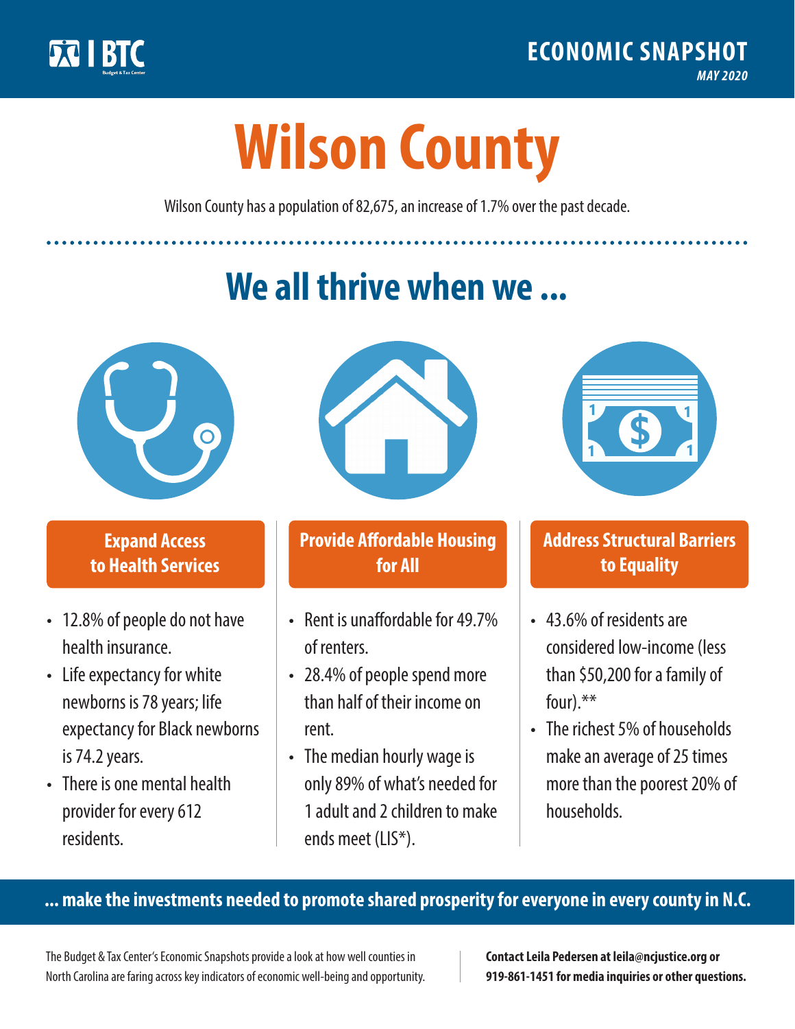ECONOMIC SNAPSHOT

*MAY 2020*

# Wilson County

Wilson County has a population of 82,675, an increase of 1.7% over the past decade.

## We all thrive when we ...

### Expand Access to Health Services

- 12.8% of people do not have health insurance.
- Life expectancy for white newborns is 78 years; life expectancy for Black newborns is 74.2 years.
- There is one mental health provider for every 612 residents.

### Provide Affordable Housing for All

- Rent is unaffordable for 49.7% of renters.
- 28.4% of people spend more than half of their income on rent.
- The median hourly wage is only 89% of what's needed for 1 adult and 2 children to make ends meet (LIS*).

### Address Structural Barriers to Equality

- 43.6% of residents are considered low-income (less than $50,200 for a family of four).**
- The richest 5% of households make an average of 25 times more than the poorest 20% of households.

**... make the investments needed to promote shared prosperity for everyone in every county in N.C.**

The Budget & Tax Center's Economic Snapshots provide a look at how well counties in North Carolina are faring across key indicators of economic well-being and opportunity.

**Contact Leila Pedersen at leila@ncjustice.org or 919-861-1451 for media inquiries or other questions.**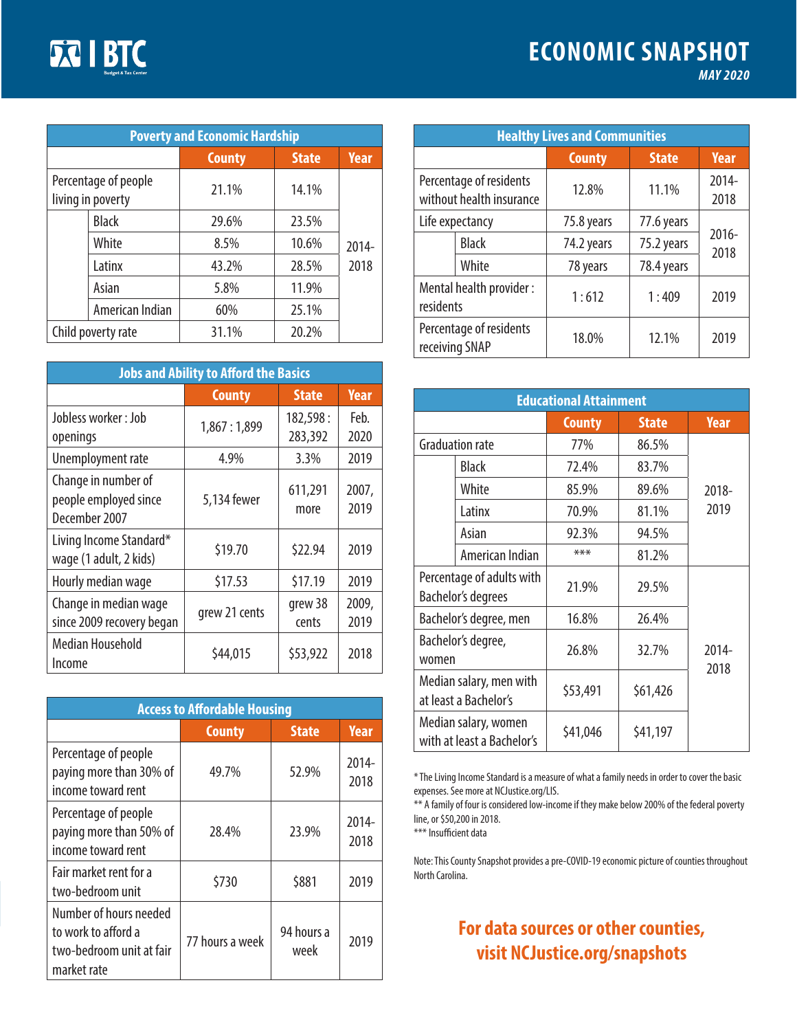BTC

# ECONOMIC SNAPSHOT

*MAY 2020*

| Poverty and Economic Hardship | | County | State | Year |
|---|---|---|---|---|
| Percentage of people living in poverty | | 21.1% | 14.1% | 2014-2018 |
| | Black | 29.6% | 23.5% | |
| | White | 8.5% | 10.6% | |
| | Latinx | 43.2% | 28.5% | |
| | Asian | 5.8% | 11.9% | |
| | American Indian | 60% | 25.1% | |
| Child poverty rate | | 31.1% | 20.2% | |

| Jobs and Ability to Afford the Basics | County | State | Year |
|---|---|---|---|
| Jobless worker : Job openings | 1,867 : 1,899 | 182,598 : 283,392 | Feb. 2020 |
| Unemployment rate | 4.9% | 3.3% | 2019 |
| Change in number of people employed since December 2007 | 5,134 fewer | 611,291 more | 2007, 2019 |
| Living Income Standard* wage (1 adult, 2 kids) | $19.70 | $22.94 | 2019 |
| Hourly median wage | $17.53 | $17.19 | 2019 |
| Change in median wage since 2009 recovery began | grew 21 cents | grew 38 cents | 2009, 2019 |
| Median Household Income | $44,015 | $53,922 | 2018 |

| Access to Affordable Housing | County | State | Year |
|---|---|---|---|
| Percentage of people paying more than 30% of income toward rent | 49.7% | 52.9% | 2014-2018 |
| Percentage of people paying more than 50% of income toward rent | 28.4% | 23.9% | 2014-2018 |
| Fair market rent for a two-bedroom unit | $730 | $881 | 2019 |
| Number of hours needed to work to afford a two-bedroom unit at fair market rate | 77 hours a week | 94 hours a week | 2019 |

| Healthy Lives and Communities | | County | State | Year |
|---|---|---|---|---|
| Percentage of residents without health insurance | | 12.8% | 11.1% | 2014-2018 |
| Life expectancy | | 75.8 years | 77.6 years | 2016-2018 |
| | Black | 74.2 years | 75.2 years | |
| | White | 78 years | 78.4 years | |
| Mental health provider : residents | | 1 : 612 | 1 : 409 | 2019 |
| Percentage of residents receiving SNAP | | 18.0% | 12.1% | 2019 |

| Educational Attainment | | County | State | Year |
|---|---|---|---|---|
| Graduation rate | | 77% | 86.5% | 2018-2019 |
| | Black | 72.4% | 83.7% | |
| | White | 85.9% | 89.6% | |
| | Latinx | 70.9% | 81.1% | |
| | Asian | 92.3% | 94.5% | |
| | American Indian | *** | 81.2% | |
| Percentage of adults with Bachelor's degrees | | 21.9% | 29.5% | 2014-2018 |
| Bachelor's degree, men | | 16.8% | 26.4% | |
| Bachelor's degree, women | | 26.8% | 32.7% | |
| Median salary, men with at least a Bachelor's | | $53,491 | $61,426 | |
| Median salary, women with at least a Bachelor's | | $41,046 | $41,197 | |

* The Living Income Standard is a measure of what a family needs in order to cover the basic expenses. See more at NCJustice.org/LIS.
** A family of four is considered low-income if they make below 200% of the federal poverty line, or $50,200 in 2018.
*** Insufficient data

Note: This County Snapshot provides a pre-COVID-19 economic picture of counties throughout North Carolina.

**For data sources or other counties, visit NCJustice.org/snapshots**